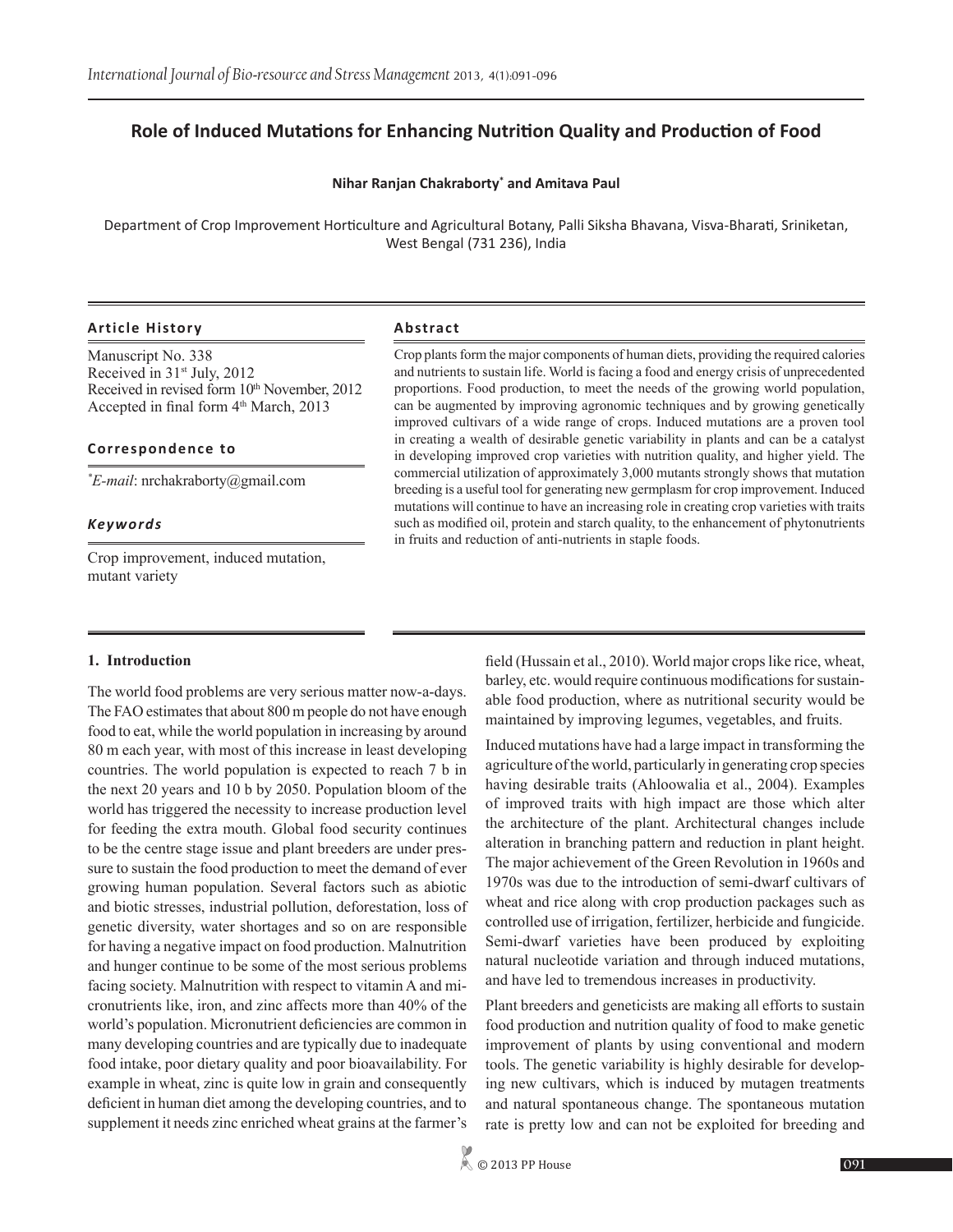# Role of Induced Mutations for Enhancing Nutrition Quality and Production of Food

**Nihar Ranjan Chakraborty[*] and Amitava Paul**

Department of Crop Improvement Horticulture and Agricultural Botany, Palli Siksha Bhavana, Visva-Bharati, Sriniketan, West Bengal (731 236), India

### Article History

Manuscript No. 338
Received in 31[st] July, 2012
Received in revised form 10[th] November, 2012
Accepted in final form 4[th] March, 2013

### Correspondence to

[*]*E-mail*: nrchakraborty@gmail.com

### *Keywords*

Crop improvement, induced mutation, mutant variety

### Abstract

Crop plants form the major components of human diets, providing the required calories and nutrients to sustain life. World is facing a food and energy crisis of unprecedented proportions. Food production, to meet the needs of the growing world population, can be augmented by improving agronomic techniques and by growing genetically improved cultivars of a wide range of crops. Induced mutations are a proven tool in creating a wealth of desirable genetic variability in plants and can be a catalyst in developing improved crop varieties with nutrition quality, and higher yield. The commercial utilization of approximately 3,000 mutants strongly shows that mutation breeding is a useful tool for generating new germplasm for crop improvement. Induced mutations will continue to have an increasing role in creating crop varieties with traits such as modified oil, protein and starch quality, to the enhancement of phytonutrients in fruits and reduction of anti-nutrients in staple foods.

## 1. Introduction

The world food problems are very serious matter now-a-days. The FAO estimates that about 800 m people do not have enough food to eat, while the world population in increasing by around 80 m each year, with most of this increase in least developing countries. The world population is expected to reach 7 b in the next 20 years and 10 b by 2050. Population bloom of the world has triggered the necessity to increase production level for feeding the extra mouth. Global food security continues to be the centre stage issue and plant breeders are under pressure to sustain the food production to meet the demand of ever growing human population. Several factors such as abiotic and biotic stresses, industrial pollution, deforestation, loss of genetic diversity, water shortages and so on are responsible for having a negative impact on food production. Malnutrition and hunger continue to be some of the most serious problems facing society. Malnutrition with respect to vitamin A and micronutrients like, iron, and zinc affects more than 40% of the world's population. Micronutrient deficiencies are common in many developing countries and are typically due to inadequate food intake, poor dietary quality and poor bioavailability. For example in wheat, zinc is quite low in grain and consequently deficient in human diet among the developing countries, and to supplement it needs zinc enriched wheat grains at the farmer's field (Hussain et al., 2010). World major crops like rice, wheat, barley, etc. would require continuous modifications for sustainable food production, where as nutritional security would be maintained by improving legumes, vegetables, and fruits.

Induced mutations have had a large impact in transforming the agriculture of the world, particularly in generating crop species having desirable traits (Ahloowalia et al., 2004). Examples of improved traits with high impact are those which alter the architecture of the plant. Architectural changes include alteration in branching pattern and reduction in plant height. The major achievement of the Green Revolution in 1960s and 1970s was due to the introduction of semi-dwarf cultivars of wheat and rice along with crop production packages such as controlled use of irrigation, fertilizer, herbicide and fungicide. Semi-dwarf varieties have been produced by exploiting natural nucleotide variation and through induced mutations, and have led to tremendous increases in productivity.

Plant breeders and geneticists are making all efforts to sustain food production and nutrition quality of food to make genetic improvement of plants by using conventional and modern tools. The genetic variability is highly desirable for developing new cultivars, which is induced by mutagen treatments and natural spontaneous change. The spontaneous mutation rate is pretty low and can not be exploited for breeding and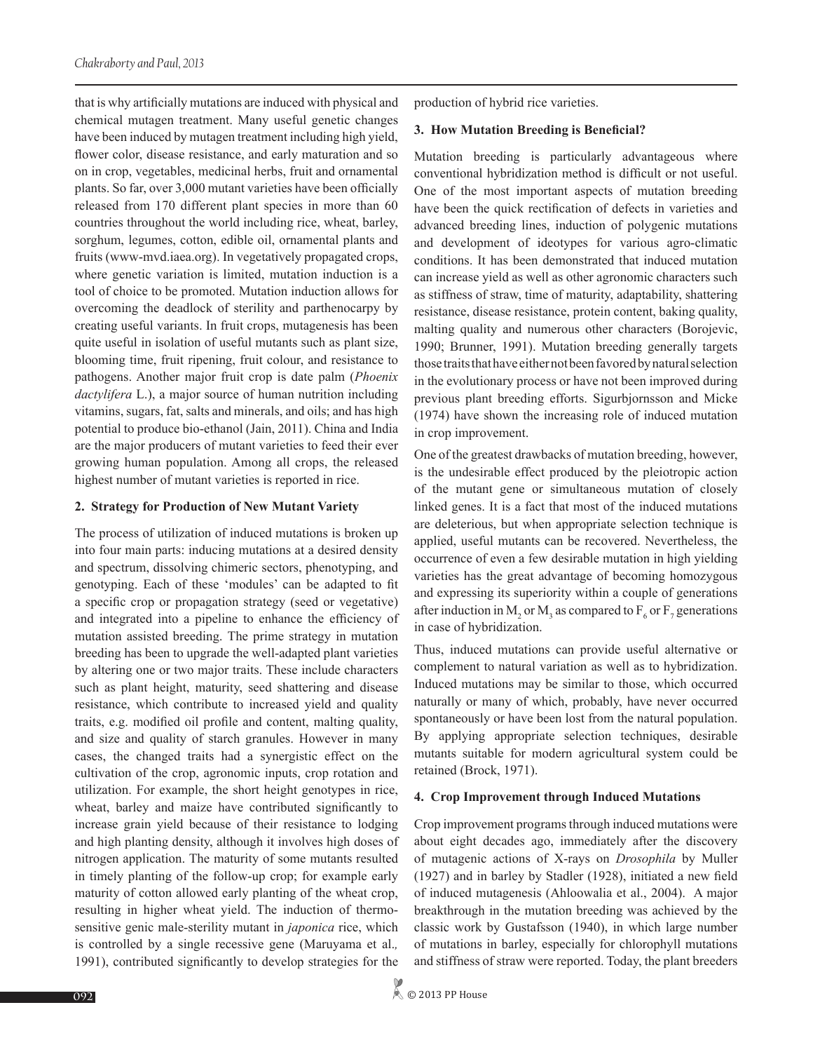that is why artificially mutations are induced with physical and chemical mutagen treatment. Many useful genetic changes have been induced by mutagen treatment including high yield, flower color, disease resistance, and early maturation and so on in crop, vegetables, medicinal herbs, fruit and ornamental plants. So far, over 3,000 mutant varieties have been officially released from 170 different plant species in more than 60 countries throughout the world including rice, wheat, barley, sorghum, legumes, cotton, edible oil, ornamental plants and fruits (www-mvd.iaea.org). In vegetatively propagated crops, where genetic variation is limited, mutation induction is a tool of choice to be promoted. Mutation induction allows for overcoming the deadlock of sterility and parthenocarpy by creating useful variants. In fruit crops, mutagenesis has been quite useful in isolation of useful mutants such as plant size, blooming time, fruit ripening, fruit colour, and resistance to pathogens. Another major fruit crop is date palm (*Phoenix dactylifera* L.), a major source of human nutrition including vitamins, sugars, fat, salts and minerals, and oils; and has high potential to produce bio-ethanol (Jain, 2011). China and India are the major producers of mutant varieties to feed their ever growing human population. Among all crops, the released highest number of mutant varieties is reported in rice.

## 2. Strategy for Production of New Mutant Variety

The process of utilization of induced mutations is broken up into four main parts: inducing mutations at a desired density and spectrum, dissolving chimeric sectors, phenotyping, and genotyping. Each of these 'modules' can be adapted to fit a specific crop or propagation strategy (seed or vegetative) and integrated into a pipeline to enhance the efficiency of mutation assisted breeding. The prime strategy in mutation breeding has been to upgrade the well-adapted plant varieties by altering one or two major traits. These include characters such as plant height, maturity, seed shattering and disease resistance, which contribute to increased yield and quality traits, e.g. modified oil profile and content, malting quality, and size and quality of starch granules. However in many cases, the changed traits had a synergistic effect on the cultivation of the crop, agronomic inputs, crop rotation and utilization. For example, the short height genotypes in rice, wheat, barley and maize have contributed significantly to increase grain yield because of their resistance to lodging and high planting density, although it involves high doses of nitrogen application. The maturity of some mutants resulted in timely planting of the follow-up crop; for example early maturity of cotton allowed early planting of the wheat crop, resulting in higher wheat yield. The induction of thermo-sensitive genic male-sterility mutant in *japonica* rice, which is controlled by a single recessive gene (Maruyama et al*.,* 1991), contributed significantly to develop strategies for the production of hybrid rice varieties.

## 3. How Mutation Breeding is Beneficial?

Mutation breeding is particularly advantageous where conventional hybridization method is difficult or not useful. One of the most important aspects of mutation breeding have been the quick rectification of defects in varieties and advanced breeding lines, induction of polygenic mutations and development of ideotypes for various agro-climatic conditions. It has been demonstrated that induced mutation can increase yield as well as other agronomic characters such as stiffness of straw, time of maturity, adaptability, shattering resistance, disease resistance, protein content, baking quality, malting quality and numerous other characters (Borojevic, 1990; Brunner, 1991). Mutation breeding generally targets those traits that have either not been favored by natural selection in the evolutionary process or have not been improved during previous plant breeding efforts. Sigurbjornsson and Micke (1974) have shown the increasing role of induced mutation in crop improvement.

One of the greatest drawbacks of mutation breeding, however, is the undesirable effect produced by the pleiotropic action of the mutant gene or simultaneous mutation of closely linked genes. It is a fact that most of the induced mutations are deleterious, but when appropriate selection technique is applied, useful mutants can be recovered. Nevertheless, the occurrence of even a few desirable mutation in high yielding varieties has the great advantage of becoming homozygous and expressing its superiority within a couple of generations after induction in $M_2$ or $M_3$ as compared to $F_6$ or $F_7$ generations in case of hybridization.

Thus, induced mutations can provide useful alternative or complement to natural variation as well as to hybridization. Induced mutations may be similar to those, which occurred naturally or many of which, probably, have never occurred spontaneously or have been lost from the natural population. By applying appropriate selection techniques, desirable mutants suitable for modern agricultural system could be retained (Brock, 1971).

## 4. Crop Improvement through Induced Mutations

Crop improvement programs through induced mutations were about eight decades ago, immediately after the discovery of mutagenic actions of X-rays on *Drosophila* by Muller (1927) and in barley by Stadler (1928), initiated a new field of induced mutagenesis (Ahloowalia et al., 2004). A major breakthrough in the mutation breeding was achieved by the classic work by Gustafsson (1940), in which large number of mutations in barley, especially for chlorophyll mutations and stiffness of straw were reported. Today, the plant breeders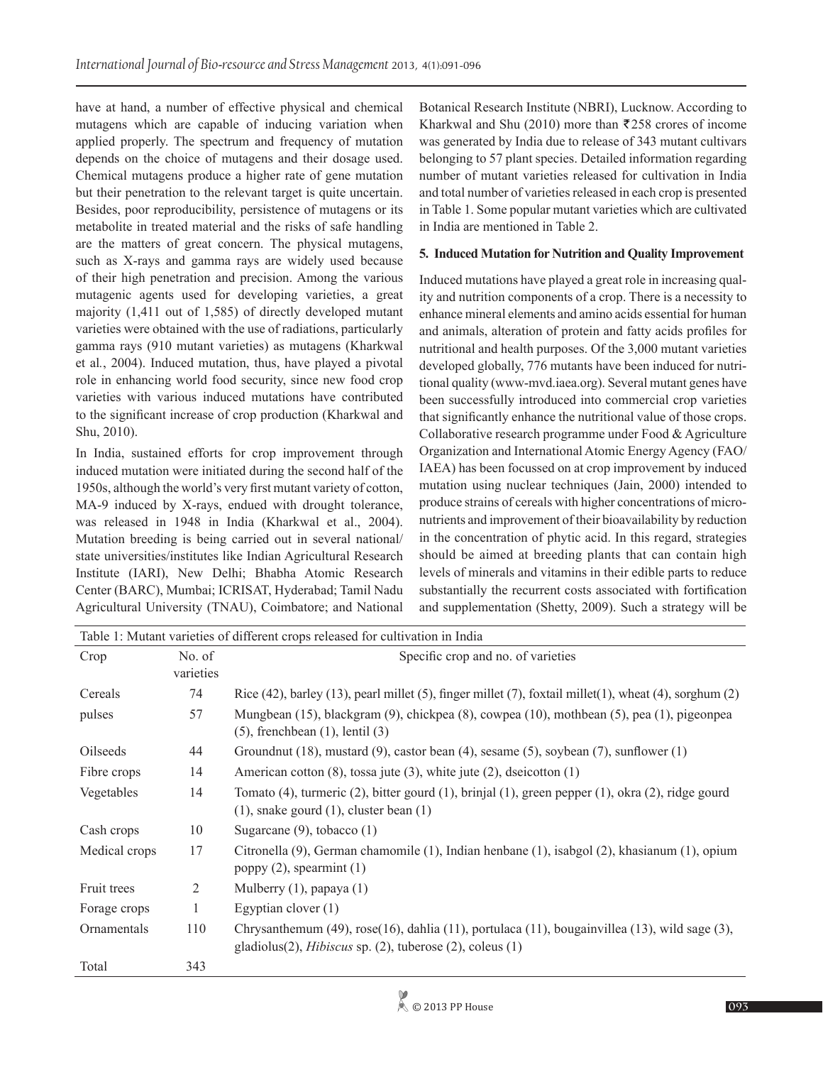have at hand, a number of effective physical and chemical mutagens which are capable of inducing variation when applied properly. The spectrum and frequency of mutation depends on the choice of mutagens and their dosage used. Chemical mutagens produce a higher rate of gene mutation but their penetration to the relevant target is quite uncertain. Besides, poor reproducibility, persistence of mutagens or its metabolite in treated material and the risks of safe handling are the matters of great concern. The physical mutagens, such as X-rays and gamma rays are widely used because of their high penetration and precision. Among the various mutagenic agents used for developing varieties, a great majority (1,411 out of 1,585) of directly developed mutant varieties were obtained with the use of radiations, particularly gamma rays (910 mutant varieties) as mutagens (Kharkwal et al., 2004). Induced mutation, thus, have played a pivotal role in enhancing world food security, since new food crop varieties with various induced mutations have contributed to the significant increase of crop production (Kharkwal and Shu, 2010).

In India, sustained efforts for crop improvement through induced mutation were initiated during the second half of the 1950s, although the world's very first mutant variety of cotton, MA-9 induced by X-rays, endued with drought tolerance, was released in 1948 in India (Kharkwal et al., 2004). Mutation breeding is being carried out in several national/ state universities/institutes like Indian Agricultural Research Institute (IARI), New Delhi; Bhabha Atomic Research Center (BARC), Mumbai; ICRISAT, Hyderabad; Tamil Nadu Agricultural University (TNAU), Coimbatore; and National Botanical Research Institute (NBRI), Lucknow. According to Kharkwal and Shu (2010) more than ₹258 crores of income was generated by India due to release of 343 mutant cultivars belonging to 57 plant species. Detailed information regarding number of mutant varieties released for cultivation in India and total number of varieties released in each crop is presented in Table 1. Some popular mutant varieties which are cultivated in India are mentioned in Table 2.

## 5. Induced Mutation for Nutrition and Quality Improvement

Induced mutations have played a great role in increasing quality and nutrition components of a crop. There is a necessity to enhance mineral elements and amino acids essential for human and animals, alteration of protein and fatty acids profiles for nutritional and health purposes. Of the 3,000 mutant varieties developed globally, 776 mutants have been induced for nutritional quality (www-mvd.iaea.org). Several mutant genes have been successfully introduced into commercial crop varieties that significantly enhance the nutritional value of those crops. Collaborative research programme under Food & Agriculture Organization and International Atomic Energy Agency (FAO/ IAEA) has been focussed on at crop improvement by induced mutation using nuclear techniques (Jain, 2000) intended to produce strains of cereals with higher concentrations of micronutrients and improvement of their bioavailability by reduction in the concentration of phytic acid. In this regard, strategies should be aimed at breeding plants that can contain high levels of minerals and vitamins in their edible parts to reduce substantially the recurrent costs associated with fortification and supplementation (Shetty, 2009). Such a strategy will be

Table 1: Mutant varieties of different crops released for cultivation in India

| Crop | No. of varieties | Specific crop and no. of varieties |
|---|---|---|
| Cereals | 74 | Rice (42), barley (13), pearl millet (5), finger millet (7), foxtail millet(1), wheat (4), sorghum (2) |
| pulses | 57 | Mungbean (15), blackgram (9), chickpea (8), cowpea (10), mothbean (5), pea (1), pigeonpea (5), frenchbean (1), lentil (3) |
| Oilseeds | 44 | Groundnut (18), mustard (9), castor bean (4), sesame (5), soybean (7), sunflower (1) |
| Fibre crops | 14 | American cotton (8), tossa jute (3), white jute (2), dseicotton (1) |
| Vegetables | 14 | Tomato (4), turmeric (2), bitter gourd (1), brinjal (1), green pepper (1), okra (2), ridge gourd (1), snake gourd (1), cluster bean (1) |
| Cash crops | 10 | Sugarcane (9), tobacco (1) |
| Medical crops | 17 | Citronella (9), German chamomile (1), Indian henbane (1), isabgol (2), khasianum (1), opium poppy (2), spearmint (1) |
| Fruit trees | 2 | Mulberry (1), papaya (1) |
| Forage crops | 1 | Egyptian clover (1) |
| Ornamentals | 110 | Chrysanthemum (49), rose(16), dahlia (11), portulaca (11), bougainvillea (13), wild sage (3), gladiolus(2), *Hibiscus* sp. (2), tuberose (2), coleus (1) |
| Total | 343 | |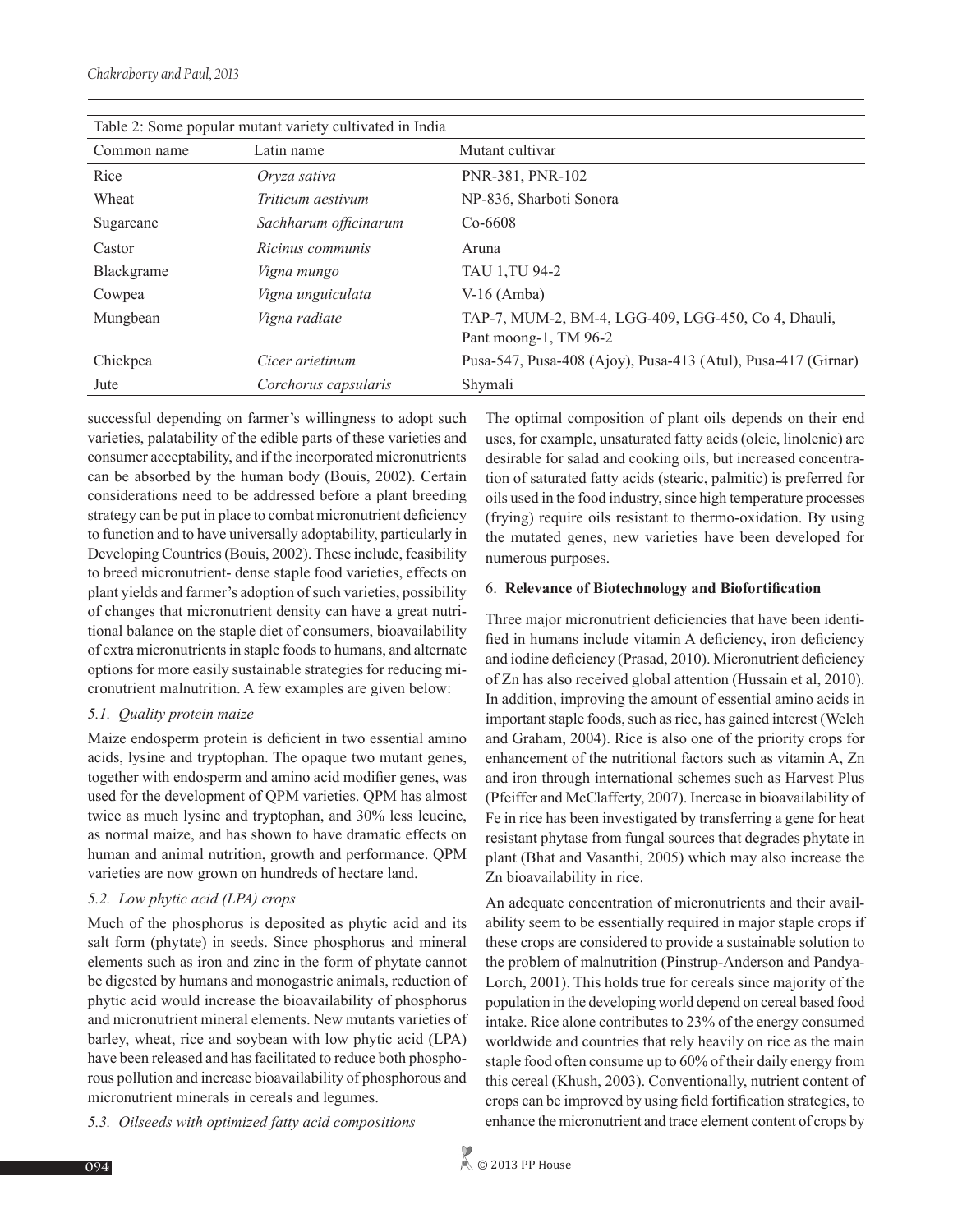Table 2: Some popular mutant variety cultivated in India

| Common name | Latin name | Mutant cultivar |
|---|---|---|
| Rice | *Oryza sativa* | PNR-381, PNR-102 |
| Wheat | *Triticum aestivum* | NP-836, Sharboti Sonora |
| Sugarcane | *Sachharum officinarum* | Co-6608 |
| Castor | *Ricinus communis* | Aruna |
| Blackgrame | *Vigna mungo* | TAU 1,TU 94-2 |
| Cowpea | *Vigna unguiculata* | V-16 (Amba) |
| Mungbean | *Vigna radiate* | TAP-7, MUM-2, BM-4, LGG-409, LGG-450, Co 4, Dhauli, Pant moong-1, TM 96-2 |
| Chickpea | *Cicer arietinum* | Pusa-547, Pusa-408 (Ajoy), Pusa-413 (Atul), Pusa-417 (Girnar) |
| Jute | *Corchorus capsularis* | Shymali |

successful depending on farmer's willingness to adopt such varieties, palatability of the edible parts of these varieties and consumer acceptability, and if the incorporated micronutrients can be absorbed by the human body (Bouis, 2002). Certain considerations need to be addressed before a plant breeding strategy can be put in place to combat micronutrient deficiency to function and to have universally adoptability, particularly in Developing Countries (Bouis, 2002). These include, feasibility to breed micronutrient- dense staple food varieties, effects on plant yields and farmer's adoption of such varieties, possibility of changes that micronutrient density can have a great nutritional balance on the staple diet of consumers, bioavailability of extra micronutrients in staple foods to humans, and alternate options for more easily sustainable strategies for reducing micronutrient malnutrition. A few examples are given below:

### 5.1. Quality protein maize

Maize endosperm protein is deficient in two essential amino acids, lysine and tryptophan. The opaque two mutant genes, together with endosperm and amino acid modifier genes, was used for the development of QPM varieties. QPM has almost twice as much lysine and tryptophan, and 30% less leucine, as normal maize, and has shown to have dramatic effects on human and animal nutrition, growth and performance. QPM varieties are now grown on hundreds of hectare land.

### 5.2. Low phytic acid (LPA) crops

Much of the phosphorus is deposited as phytic acid and its salt form (phytate) in seeds. Since phosphorus and mineral elements such as iron and zinc in the form of phytate cannot be digested by humans and monogastric animals, reduction of phytic acid would increase the bioavailability of phosphorus and micronutrient mineral elements. New mutants varieties of barley, wheat, rice and soybean with low phytic acid (LPA) have been released and has facilitated to reduce both phosphorous pollution and increase bioavailability of phosphorous and micronutrient minerals in cereals and legumes.

### 5.3. Oilseeds with optimized fatty acid compositions

The optimal composition of plant oils depends on their end uses, for example, unsaturated fatty acids (oleic, linolenic) are desirable for salad and cooking oils, but increased concentration of saturated fatty acids (stearic, palmitic) is preferred for oils used in the food industry, since high temperature processes (frying) require oils resistant to thermo-oxidation. By using the mutated genes, new varieties have been developed for numerous purposes.

## 6. Relevance of Biotechnology and Biofortification

Three major micronutrient deficiencies that have been identified in humans include vitamin A deficiency, iron deficiency and iodine deficiency (Prasad, 2010). Micronutrient deficiency of Zn has also received global attention (Hussain et al, 2010). In addition, improving the amount of essential amino acids in important staple foods, such as rice, has gained interest (Welch and Graham, 2004). Rice is also one of the priority crops for enhancement of the nutritional factors such as vitamin A, Zn and iron through international schemes such as Harvest Plus (Pfeiffer and McClafferty, 2007). Increase in bioavailability of Fe in rice has been investigated by transferring a gene for heat resistant phytase from fungal sources that degrades phytate in plant (Bhat and Vasanthi, 2005) which may also increase the Zn bioavailability in rice.

An adequate concentration of micronutrients and their availability seem to be essentially required in major staple crops if these crops are considered to provide a sustainable solution to the problem of malnutrition (Pinstrup-Anderson and Pandya-Lorch, 2001). This holds true for cereals since majority of the population in the developing world depend on cereal based food intake. Rice alone contributes to 23% of the energy consumed worldwide and countries that rely heavily on rice as the main staple food often consume up to 60% of their daily energy from this cereal (Khush, 2003). Conventionally, nutrient content of crops can be improved by using field fortification strategies, to enhance the micronutrient and trace element content of crops by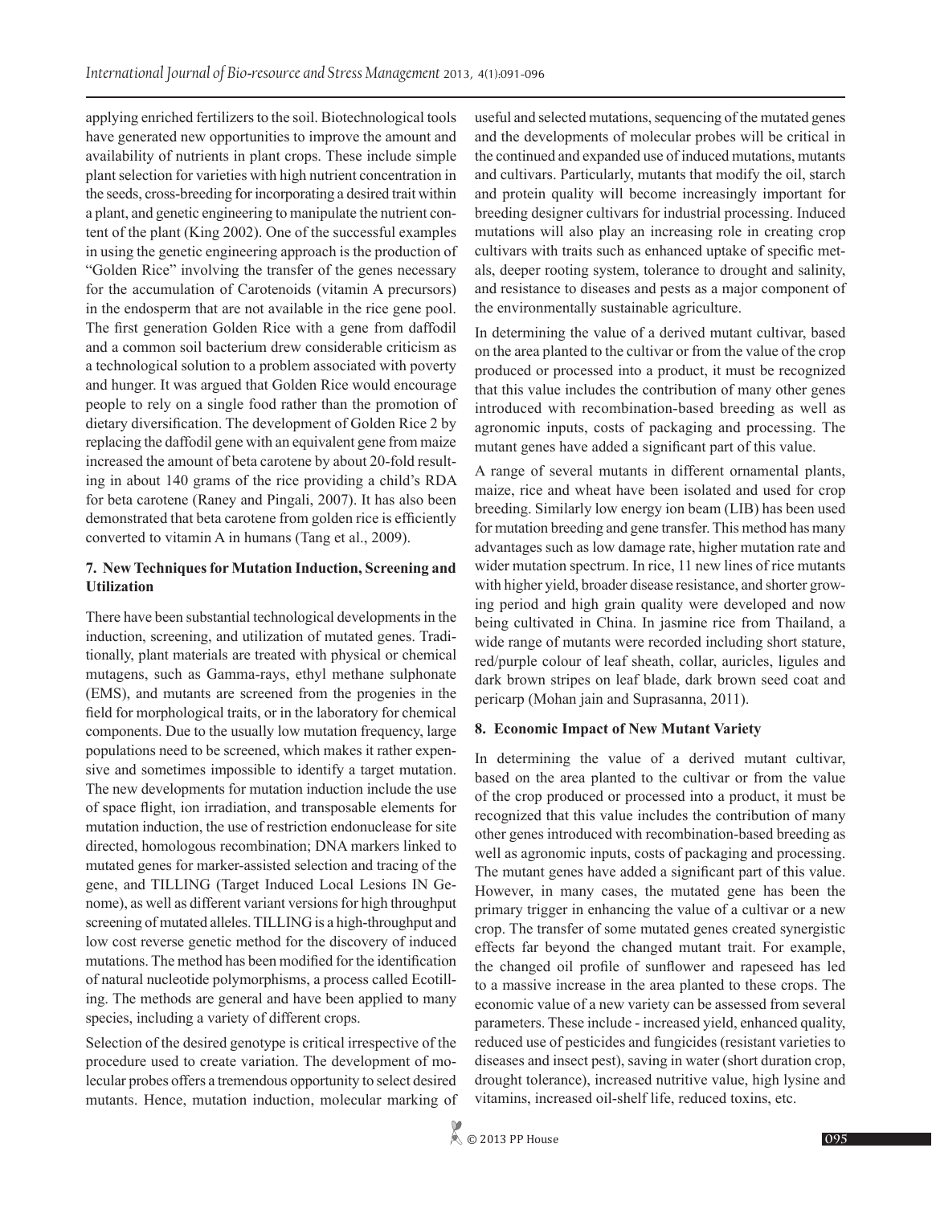applying enriched fertilizers to the soil. Biotechnological tools have generated new opportunities to improve the amount and availability of nutrients in plant crops. These include simple plant selection for varieties with high nutrient concentration in the seeds, cross-breeding for incorporating a desired trait within a plant, and genetic engineering to manipulate the nutrient content of the plant (King 2002). One of the successful examples in using the genetic engineering approach is the production of "Golden Rice" involving the transfer of the genes necessary for the accumulation of Carotenoids (vitamin A precursors) in the endosperm that are not available in the rice gene pool. The first generation Golden Rice with a gene from daffodil and a common soil bacterium drew considerable criticism as a technological solution to a problem associated with poverty and hunger. It was argued that Golden Rice would encourage people to rely on a single food rather than the promotion of dietary diversification. The development of Golden Rice 2 by replacing the daffodil gene with an equivalent gene from maize increased the amount of beta carotene by about 20-fold resulting in about 140 grams of the rice providing a child's RDA for beta carotene (Raney and Pingali, 2007). It has also been demonstrated that beta carotene from golden rice is efficiently converted to vitamin A in humans (Tang et al., 2009).

## 7. New Techniques for Mutation Induction, Screening and Utilization

There have been substantial technological developments in the induction, screening, and utilization of mutated genes. Traditionally, plant materials are treated with physical or chemical mutagens, such as Gamma-rays, ethyl methane sulphonate (EMS), and mutants are screened from the progenies in the field for morphological traits, or in the laboratory for chemical components. Due to the usually low mutation frequency, large populations need to be screened, which makes it rather expensive and sometimes impossible to identify a target mutation. The new developments for mutation induction include the use of space flight, ion irradiation, and transposable elements for mutation induction, the use of restriction endonuclease for site directed, homologous recombination; DNA markers linked to mutated genes for marker-assisted selection and tracing of the gene, and TILLING (Target Induced Local Lesions IN Genome), as well as different variant versions for high throughput screening of mutated alleles. TILLING is a high-throughput and low cost reverse genetic method for the discovery of induced mutations. The method has been modified for the identification of natural nucleotide polymorphisms, a process called Ecotilling. The methods are general and have been applied to many species, including a variety of different crops.

Selection of the desired genotype is critical irrespective of the procedure used to create variation. The development of molecular probes offers a tremendous opportunity to select desired mutants. Hence, mutation induction, molecular marking of useful and selected mutations, sequencing of the mutated genes and the developments of molecular probes will be critical in the continued and expanded use of induced mutations, mutants and cultivars. Particularly, mutants that modify the oil, starch and protein quality will become increasingly important for breeding designer cultivars for industrial processing. Induced mutations will also play an increasing role in creating crop cultivars with traits such as enhanced uptake of specific metals, deeper rooting system, tolerance to drought and salinity, and resistance to diseases and pests as a major component of the environmentally sustainable agriculture.

In determining the value of a derived mutant cultivar, based on the area planted to the cultivar or from the value of the crop produced or processed into a product, it must be recognized that this value includes the contribution of many other genes introduced with recombination-based breeding as well as agronomic inputs, costs of packaging and processing. The mutant genes have added a significant part of this value.

A range of several mutants in different ornamental plants, maize, rice and wheat have been isolated and used for crop breeding. Similarly low energy ion beam (LIB) has been used for mutation breeding and gene transfer. This method has many advantages such as low damage rate, higher mutation rate and wider mutation spectrum. In rice, 11 new lines of rice mutants with higher yield, broader disease resistance, and shorter growing period and high grain quality were developed and now being cultivated in China. In jasmine rice from Thailand, a wide range of mutants were recorded including short stature, red/purple colour of leaf sheath, collar, auricles, ligules and dark brown stripes on leaf blade, dark brown seed coat and pericarp (Mohan jain and Suprasanna, 2011).

## 8. Economic Impact of New Mutant Variety

In determining the value of a derived mutant cultivar, based on the area planted to the cultivar or from the value of the crop produced or processed into a product, it must be recognized that this value includes the contribution of many other genes introduced with recombination-based breeding as well as agronomic inputs, costs of packaging and processing. The mutant genes have added a significant part of this value. However, in many cases, the mutated gene has been the primary trigger in enhancing the value of a cultivar or a new crop. The transfer of some mutated genes created synergistic effects far beyond the changed mutant trait. For example, the changed oil profile of sunflower and rapeseed has led to a massive increase in the area planted to these crops. The economic value of a new variety can be assessed from several parameters. These include - increased yield, enhanced quality, reduced use of pesticides and fungicides (resistant varieties to diseases and insect pest), saving in water (short duration crop, drought tolerance), increased nutritive value, high lysine and vitamins, increased oil-shelf life, reduced toxins, etc.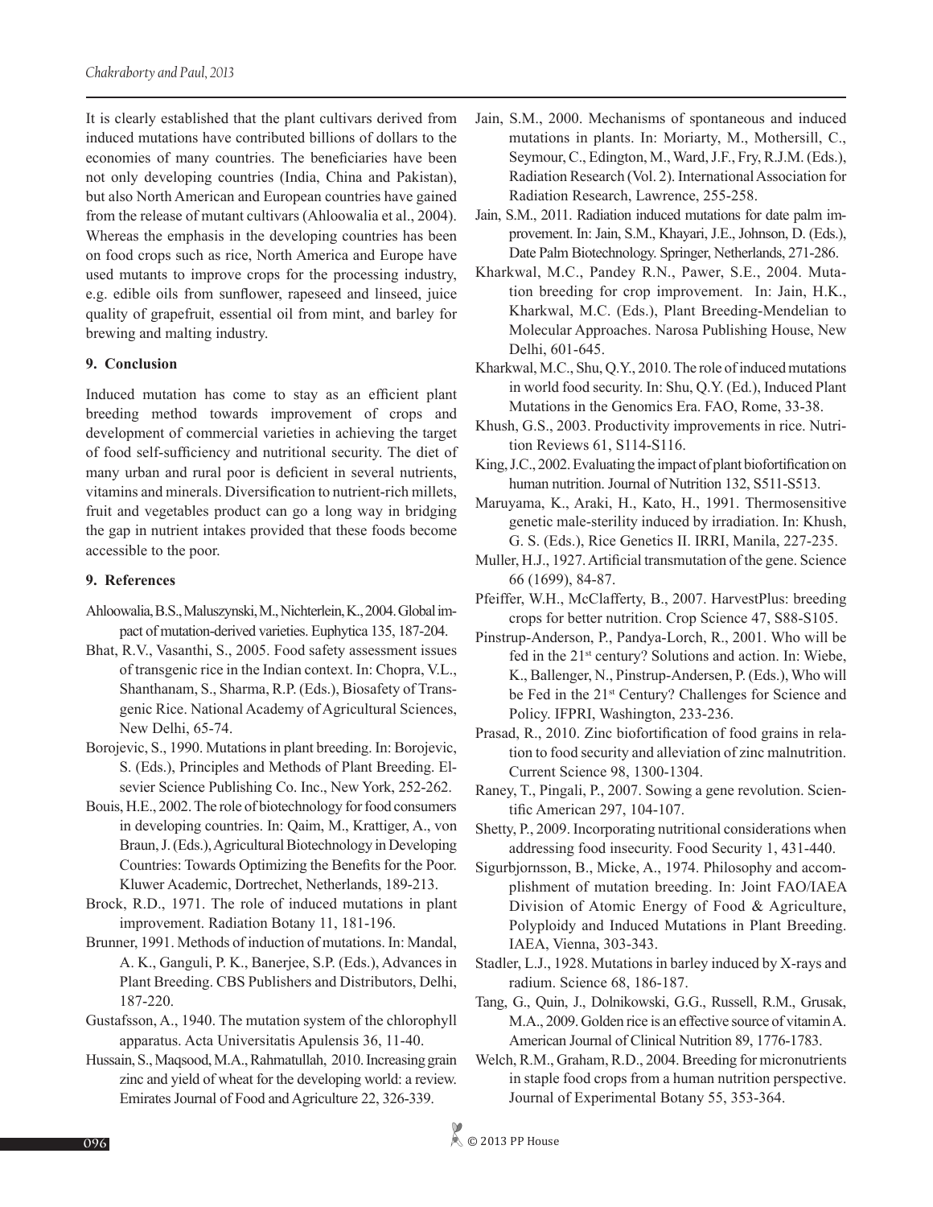It is clearly established that the plant cultivars derived from induced mutations have contributed billions of dollars to the economies of many countries. The beneficiaries have been not only developing countries (India, China and Pakistan), but also North American and European countries have gained from the release of mutant cultivars (Ahloowalia et al., 2004). Whereas the emphasis in the developing countries has been on food crops such as rice, North America and Europe have used mutants to improve crops for the processing industry, e.g. edible oils from sunflower, rapeseed and linseed, juice quality of grapefruit, essential oil from mint, and barley for brewing and malting industry.

## 9. Conclusion

Induced mutation has come to stay as an efficient plant breeding method towards improvement of crops and development of commercial varieties in achieving the target of food self-sufficiency and nutritional security. The diet of many urban and rural poor is deficient in several nutrients, vitamins and minerals. Diversification to nutrient-rich millets, fruit and vegetables product can go a long way in bridging the gap in nutrient intakes provided that these foods become accessible to the poor.

## 9. References

Ahloowalia, B.S., Maluszynski, M., Nichterlein, K., 2004. Global impact of mutation-derived varieties. Euphytica 135, 187-204.

Bhat, R.V., Vasanthi, S., 2005. Food safety assessment issues of transgenic rice in the Indian context. In: Chopra, V.L., Shanthanam, S., Sharma, R.P. (Eds.), Biosafety of Transgenic Rice. National Academy of Agricultural Sciences, New Delhi, 65-74.

Borojevic, S., 1990. Mutations in plant breeding. In: Borojevic, S. (Eds.), Principles and Methods of Plant Breeding. Elsevier Science Publishing Co. Inc., New York, 252-262.

Bouis, H.E., 2002. The role of biotechnology for food consumers in developing countries. In: Qaim, M., Krattiger, A., von Braun, J. (Eds.), Agricultural Biotechnology in Developing Countries: Towards Optimizing the Benefits for the Poor. Kluwer Academic, Dortrechet, Netherlands, 189-213.

Brock, R.D., 1971. The role of induced mutations in plant improvement. Radiation Botany 11, 181-196.

Brunner, 1991. Methods of induction of mutations. In: Mandal, A. K., Ganguli, P. K., Banerjee, S.P. (Eds.), Advances in Plant Breeding. CBS Publishers and Distributors, Delhi, 187-220.

Gustafsson, A., 1940. The mutation system of the chlorophyll apparatus. Acta Universitatis Apulensis 36, 11-40.

Hussain, S., Maqsood, M.A., Rahmatullah, 2010. Increasing grain zinc and yield of wheat for the developing world: a review. Emirates Journal of Food and Agriculture 22, 326-339.

Jain, S.M., 2000. Mechanisms of spontaneous and induced mutations in plants. In: Moriarty, M., Mothersill, C., Seymour, C., Edington, M., Ward, J.F., Fry, R.J.M. (Eds.), Radiation Research (Vol. 2). International Association for Radiation Research, Lawrence, 255-258.

Jain, S.M., 2011. Radiation induced mutations for date palm improvement. In: Jain, S.M., Khayari, J.E., Johnson, D. (Eds.), Date Palm Biotechnology. Springer, Netherlands, 271-286.

Kharkwal, M.C., Pandey R.N., Pawer, S.E., 2004. Mutation breeding for crop improvement. In: Jain, H.K., Kharkwal, M.C. (Eds.), Plant Breeding-Mendelian to Molecular Approaches. Narosa Publishing House, New Delhi, 601-645.

Kharkwal, M.C., Shu, Q.Y., 2010. The role of induced mutations in world food security. In: Shu, Q.Y. (Ed.), Induced Plant Mutations in the Genomics Era. FAO, Rome, 33-38.

Khush, G.S., 2003. Productivity improvements in rice. Nutrition Reviews 61, S114-S116.

King, J.C., 2002. Evaluating the impact of plant biofortification on human nutrition. Journal of Nutrition 132, S511-S513.

Maruyama, K., Araki, H., Kato, H., 1991. Thermosensitive genetic male-sterility induced by irradiation. In: Khush, G. S. (Eds.), Rice Genetics II. IRRI, Manila, 227-235.

Muller, H.J., 1927. Artificial transmutation of the gene. Science 66 (1699), 84-87.

Pfeiffer, W.H., McClafferty, B., 2007. HarvestPlus: breeding crops for better nutrition. Crop Science 47, S88-S105.

Pinstrup-Anderson, P., Pandya-Lorch, R., 2001. Who will be fed in the 21st century? Solutions and action. In: Wiebe, K., Ballenger, N., Pinstrup-Andersen, P. (Eds.), Who will be Fed in the 21st Century? Challenges for Science and Policy. IFPRI, Washington, 233-236.

Prasad, R., 2010. Zinc biofortification of food grains in relation to food security and alleviation of zinc malnutrition. Current Science 98, 1300-1304.

Raney, T., Pingali, P., 2007. Sowing a gene revolution. Scientific American 297, 104-107.

Shetty, P., 2009. Incorporating nutritional considerations when addressing food insecurity. Food Security 1, 431-440.

Sigurbjornsson, B., Micke, A., 1974. Philosophy and accomplishment of mutation breeding. In: Joint FAO/IAEA Division of Atomic Energy of Food & Agriculture, Polyploidy and Induced Mutations in Plant Breeding. IAEA, Vienna, 303-343.

Stadler, L.J., 1928. Mutations in barley induced by X-rays and radium. Science 68, 186-187.

Tang, G., Quin, J., Dolnikowski, G.G., Russell, R.M., Grusak, M.A., 2009. Golden rice is an effective source of vitamin A. American Journal of Clinical Nutrition 89, 1776-1783.

Welch, R.M., Graham, R.D., 2004. Breeding for micronutrients in staple food crops from a human nutrition perspective. Journal of Experimental Botany 55, 353-364.